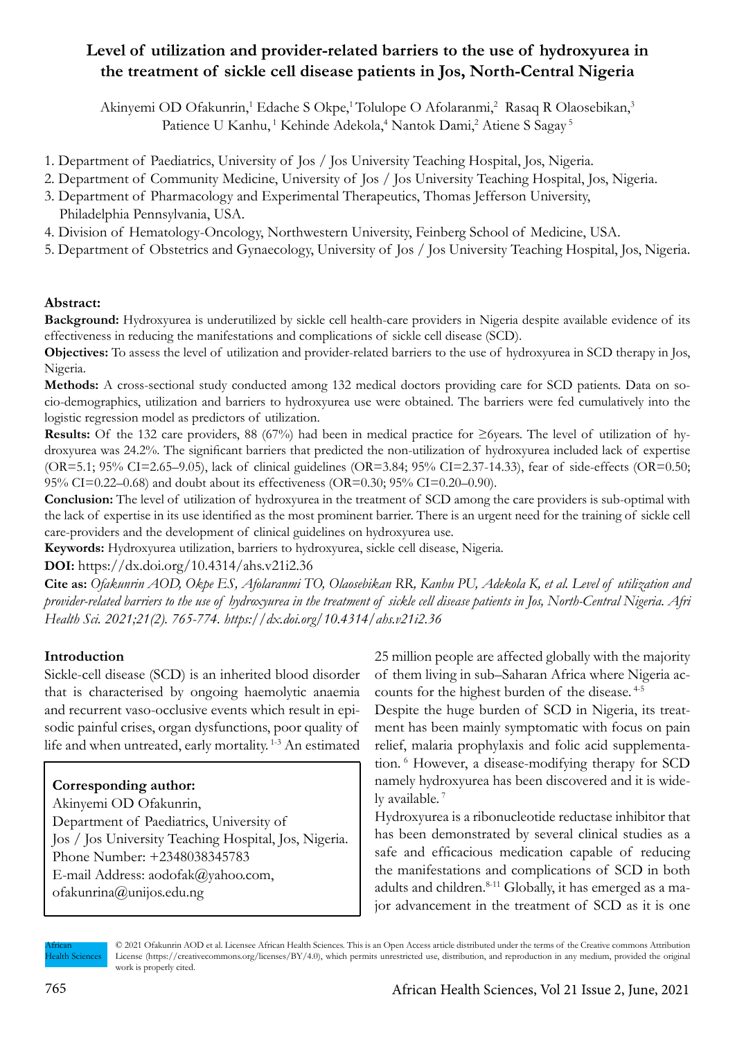# Level of utilization and provider-related barriers to the use of hydroxyurea in the treatment of sickle cell disease patients in Jos, North-Central Nigeria

Akinyemi OD Ofakunrin,[1] Edache S Okpe,[1] Tolulope O Afolaranmi,[2] Rasaq R Olaosebikan,[3] Patience U Kanhu,[1] Kehinde Adekola,[4] Nantok Dami,[2] Atiene S Sagay[5]

1. Department of Paediatrics, University of Jos / Jos University Teaching Hospital, Jos, Nigeria.
2. Department of Community Medicine, University of Jos / Jos University Teaching Hospital, Jos, Nigeria.
3. Department of Pharmacology and Experimental Therapeutics, Thomas Jefferson University, Philadelphia Pennsylvania, USA.
4. Division of Hematology-Oncology, Northwestern University, Feinberg School of Medicine, USA.
5. Department of Obstetrics and Gynaecology, University of Jos / Jos University Teaching Hospital, Jos, Nigeria.

## Abstract:

**Background:** Hydroxyurea is underutilized by sickle cell health-care providers in Nigeria despite available evidence of its effectiveness in reducing the manifestations and complications of sickle cell disease (SCD).

**Objectives:** To assess the level of utilization and provider-related barriers to the use of hydroxyurea in SCD therapy in Jos, Nigeria.

**Methods:** A cross-sectional study conducted among 132 medical doctors providing care for SCD patients. Data on socio-demographics, utilization and barriers to hydroxyurea use were obtained. The barriers were fed cumulatively into the logistic regression model as predictors of utilization.

**Results:** Of the 132 care providers, 88 (67%) had been in medical practice for ≥6years. The level of utilization of hydroxyurea was 24.2%. The significant barriers that predicted the non-utilization of hydroxyurea included lack of expertise (OR=5.1; 95% CI=2.65–9.05), lack of clinical guidelines (OR=3.84; 95% CI=2.37-14.33), fear of side-effects (OR=0.50; 95% CI=0.22–0.68) and doubt about its effectiveness (OR=0.30; 95% CI=0.20–0.90).

**Conclusion:** The level of utilization of hydroxyurea in the treatment of SCD among the care providers is sub-optimal with the lack of expertise in its use identified as the most prominent barrier. There is an urgent need for the training of sickle cell care-providers and the development of clinical guidelines on hydroxyurea use.

**Keywords:** Hydroxyurea utilization, barriers to hydroxyurea, sickle cell disease, Nigeria.

**DOI:** https://dx.doi.org/10.4314/ahs.v21i2.36

**Cite as:** *Ofakunrin AOD, Okpe ES, Afolaranmi TO, Olaosebikan RR, Kanhu PU, Adekola K, et al. Level of utilization and provider-related barriers to the use of hydroxyurea in the treatment of sickle cell disease patients in Jos, North-Central Nigeria. Afri Health Sci. 2021;21(2). 765-774. https://dx.doi.org/10.4314/ahs.v21i2.36*

## Introduction

Sickle-cell disease (SCD) is an inherited blood disorder that is characterised by ongoing haemolytic anaemia and recurrent vaso-occlusive events which result in episodic painful crises, organ dysfunctions, poor quality of life and when untreated, early mortality.[1-3] An estimated 25 million people are affected globally with the majority of them living in sub–Saharan Africa where Nigeria accounts for the highest burden of the disease.[4-5]

Despite the huge burden of SCD in Nigeria, its treatment has been mainly symptomatic with focus on pain relief, malaria prophylaxis and folic acid supplementation.[6] However, a disease-modifying therapy for SCD namely hydroxyurea has been discovered and it is widely available.[7]

Hydroxyurea is a ribonucleotide reductase inhibitor that has been demonstrated by several clinical studies as a safe and efficacious medication capable of reducing the manifestations and complications of SCD in both adults and children.[8-11] Globally, it has emerged as a major advancement in the treatment of SCD as it is one

**Corresponding author:**
Akinyemi OD Ofakunrin,
Department of Paediatrics, University of Jos / Jos University Teaching Hospital, Jos, Nigeria.
Phone Number: +2348038345783
E-mail Address: aodofak@yahoo.com, ofakunrina@unijos.edu.ng

© 2021 Ofakunrin AOD et al. Licensee African Health Sciences. This is an Open Access article distributed under the terms of the Creative commons Attribution License (https://creativecommons.org/licenses/BY/4.0), which permits unrestricted use, distribution, and reproduction in any medium, provided the original work is properly cited.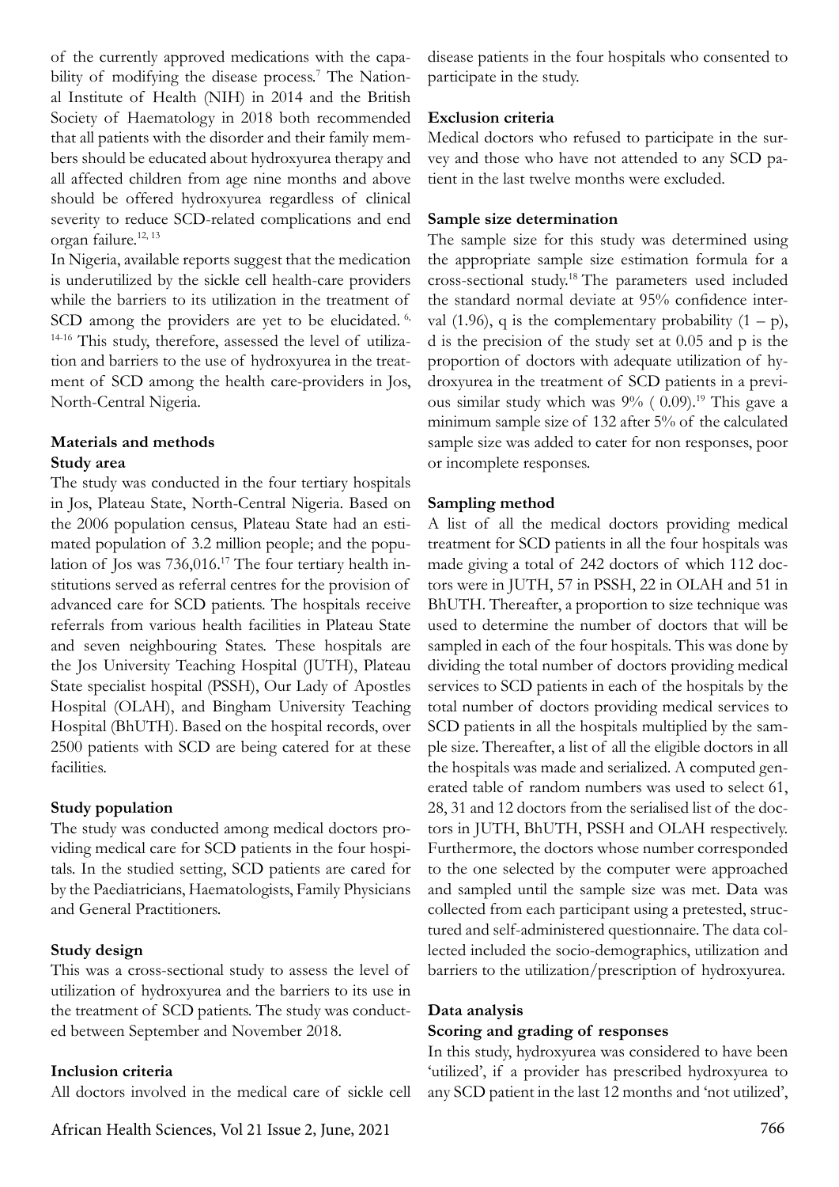of the currently approved medications with the capability of modifying the disease process.[7] The National Institute of Health (NIH) in 2014 and the British Society of Haematology in 2018 both recommended that all patients with the disorder and their family members should be educated about hydroxyurea therapy and all affected children from age nine months and above should be offered hydroxyurea regardless of clinical severity to reduce SCD-related complications and end organ failure.[12, 13]

In Nigeria, available reports suggest that the medication is underutilized by the sickle cell health-care providers while the barriers to its utilization in the treatment of SCD among the providers are yet to be elucidated. [6, 14-16] This study, therefore, assessed the level of utilization and barriers to the use of hydroxyurea in the treatment of SCD among the health care-providers in Jos, North-Central Nigeria.

## Materials and methods

### Study area

The study was conducted in the four tertiary hospitals in Jos, Plateau State, North-Central Nigeria. Based on the 2006 population census, Plateau State had an estimated population of 3.2 million people; and the population of Jos was 736,016.[17] The four tertiary health institutions served as referral centres for the provision of advanced care for SCD patients. The hospitals receive referrals from various health facilities in Plateau State and seven neighbouring States. These hospitals are the Jos University Teaching Hospital (JUTH), Plateau State specialist hospital (PSSH), Our Lady of Apostles Hospital (OLAH), and Bingham University Teaching Hospital (BhUTH). Based on the hospital records, over 2500 patients with SCD are being catered for at these facilities.

### Study population

The study was conducted among medical doctors providing medical care for SCD patients in the four hospitals. In the studied setting, SCD patients are cared for by the Paediatricians, Haematologists, Family Physicians and General Practitioners.

### Study design

This was a cross-sectional study to assess the level of utilization of hydroxyurea and the barriers to its use in the treatment of SCD patients. The study was conducted between September and November 2018.

### Inclusion criteria

All doctors involved in the medical care of sickle cell disease patients in the four hospitals who consented to participate in the study.

### Exclusion criteria

Medical doctors who refused to participate in the survey and those who have not attended to any SCD patient in the last twelve months were excluded.

### Sample size determination

The sample size for this study was determined using the appropriate sample size estimation formula for a cross-sectional study.[18] The parameters used included the standard normal deviate at 95% confidence interval (1.96), q is the complementary probability $(1 - p)$, d is the precision of the study set at 0.05 and p is the proportion of doctors with adequate utilization of hydroxyurea in the treatment of SCD patients in a previous similar study which was 9% ( 0.09).[19] This gave a minimum sample size of 132 after 5% of the calculated sample size was added to cater for non responses, poor or incomplete responses.

### Sampling method

A list of all the medical doctors providing medical treatment for SCD patients in all the four hospitals was made giving a total of 242 doctors of which 112 doctors were in JUTH, 57 in PSSH, 22 in OLAH and 51 in BhUTH. Thereafter, a proportion to size technique was used to determine the number of doctors that will be sampled in each of the four hospitals. This was done by dividing the total number of doctors providing medical services to SCD patients in each of the hospitals by the total number of doctors providing medical services to SCD patients in all the hospitals multiplied by the sample size. Thereafter, a list of all the eligible doctors in all the hospitals was made and serialized. A computed generated table of random numbers was used to select 61, 28, 31 and 12 doctors from the serialised list of the doctors in JUTH, BhUTH, PSSH and OLAH respectively. Furthermore, the doctors whose number corresponded to the one selected by the computer were approached and sampled until the sample size was met. Data was collected from each participant using a pretested, structured and self-administered questionnaire. The data collected included the socio-demographics, utilization and barriers to the utilization/prescription of hydroxyurea.

## Data analysis

### Scoring and grading of responses

In this study, hydroxyurea was considered to have been 'utilized', if a provider has prescribed hydroxyurea to any SCD patient in the last 12 months and 'not utilized',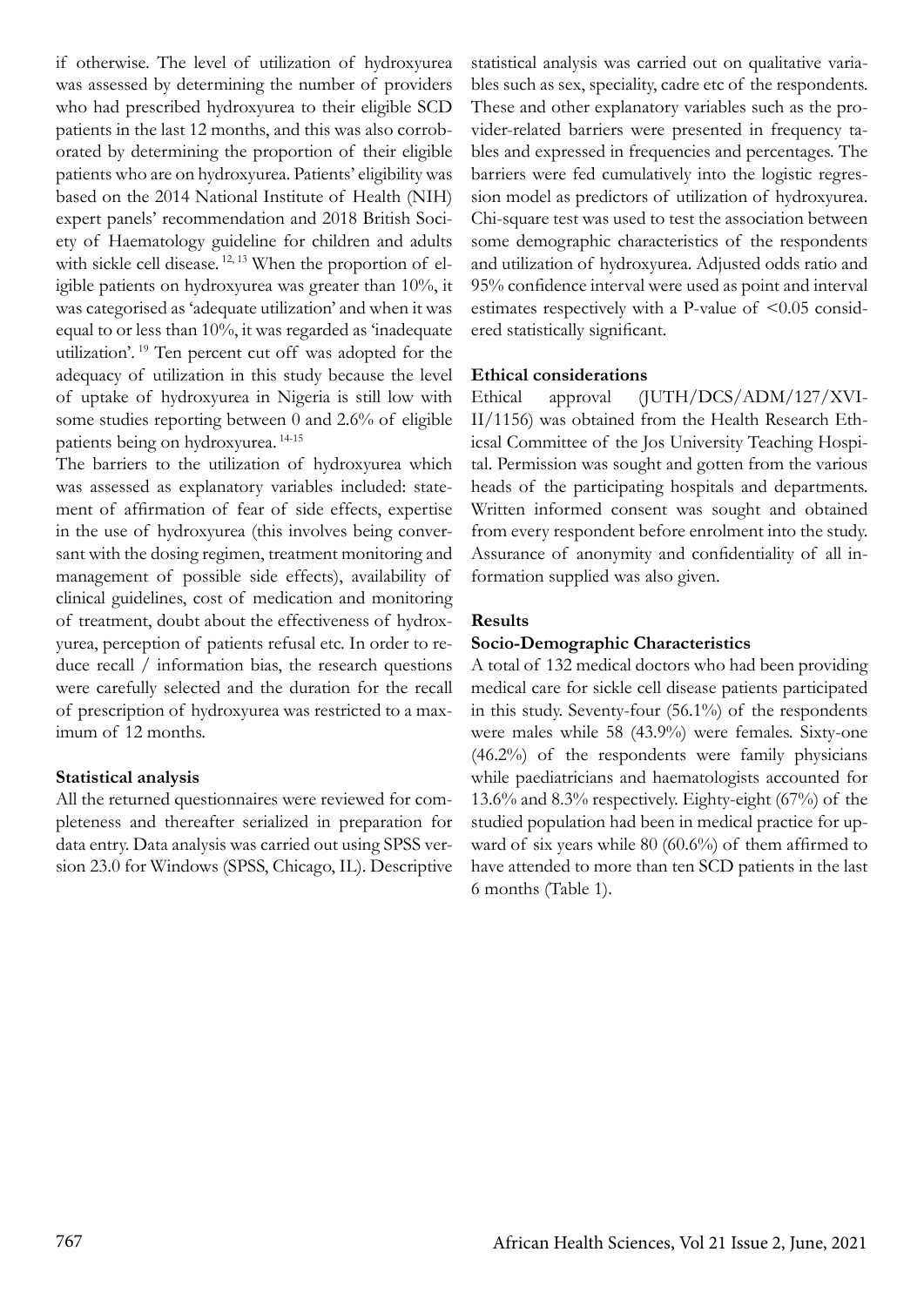if otherwise. The level of utilization of hydroxyurea was assessed by determining the number of providers who had prescribed hydroxyurea to their eligible SCD patients in the last 12 months, and this was also corroborated by determining the proportion of their eligible patients who are on hydroxyurea. Patients' eligibility was based on the 2014 National Institute of Health (NIH) expert panels' recommendation and 2018 British Society of Haematology guideline for children and adults with sickle cell disease. [12, 13] When the proportion of eligible patients on hydroxyurea was greater than 10%, it was categorised as 'adequate utilization' and when it was equal to or less than 10%, it was regarded as 'inadequate utilization'. [19] Ten percent cut off was adopted for the adequacy of utilization in this study because the level of uptake of hydroxyurea in Nigeria is still low with some studies reporting between 0 and 2.6% of eligible patients being on hydroxyurea. [14-15]

The barriers to the utilization of hydroxyurea which was assessed as explanatory variables included: statement of affirmation of fear of side effects, expertise in the use of hydroxyurea (this involves being conversant with the dosing regimen, treatment monitoring and management of possible side effects), availability of clinical guidelines, cost of medication and monitoring of treatment, doubt about the effectiveness of hydroxyurea, perception of patients refusal etc. In order to reduce recall / information bias, the research questions were carefully selected and the duration for the recall of prescription of hydroxyurea was restricted to a maximum of 12 months.

**Statistical analysis**

All the returned questionnaires were reviewed for completeness and thereafter serialized in preparation for data entry. Data analysis was carried out using SPSS version 23.0 for Windows (SPSS, Chicago, IL). Descriptive statistical analysis was carried out on qualitative variables such as sex, speciality, cadre etc of the respondents. These and other explanatory variables such as the provider-related barriers were presented in frequency tables and expressed in frequencies and percentages. The barriers were fed cumulatively into the logistic regression model as predictors of utilization of hydroxyurea. Chi-square test was used to test the association between some demographic characteristics of the respondents and utilization of hydroxyurea. Adjusted odds ratio and 95% confidence interval were used as point and interval estimates respectively with a P-value of <0.05 considered statistically significant.

**Ethical considerations**

Ethical approval (JUTH/DCS/ADM/127/XVIII/1156) was obtained from the Health Research Ethicsal Committee of the Jos University Teaching Hospital. Permission was sought and gotten from the various heads of the participating hospitals and departments. Written informed consent was sought and obtained from every respondent before enrolment into the study. Assurance of anonymity and confidentiality of all information supplied was also given.

## Results

**Socio-Demographic Characteristics**

A total of 132 medical doctors who had been providing medical care for sickle cell disease patients participated in this study. Seventy-four (56.1%) of the respondents were males while 58 (43.9%) were females. Sixty-one (46.2%) of the respondents were family physicians while paediatricians and haematologists accounted for 13.6% and 8.3% respectively. Eighty-eight (67%) of the studied population had been in medical practice for upward of six years while 80 (60.6%) of them affirmed to have attended to more than ten SCD patients in the last 6 months (Table 1).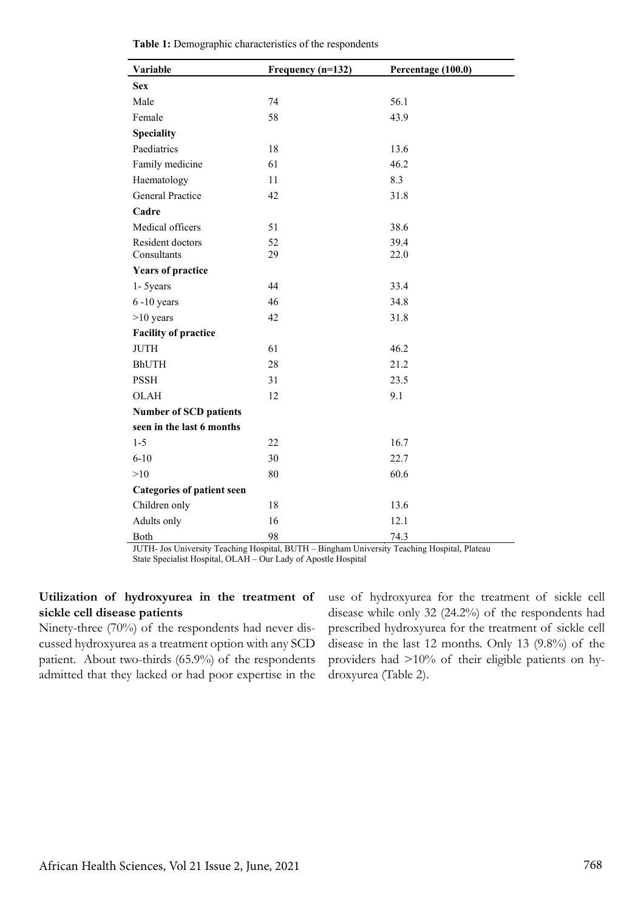**Table 1:** Demographic characteristics of the respondents

| Variable | Frequency (n=132) | Percentage (100.0) |
|---|---|---|
| **Sex** | | |
| Male | 74 | 56.1 |
| Female | 58 | 43.9 |
| **Speciality** | | |
| Paediatrics | 18 | 13.6 |
| Family medicine | 61 | 46.2 |
| Haematology | 11 | 8.3 |
| General Practice | 42 | 31.8 |
| **Cadre** | | |
| Medical officers | 51 | 38.6 |
| Resident doctors | 52 | 39.4 |
| Consultants | 29 | 22.0 |
| **Years of practice** | | |
| 1- 5years | 44 | 33.4 |
| 6 -10 years | 46 | 34.8 |
| >10 years | 42 | 31.8 |
| **Facility of practice** | | |
| JUTH | 61 | 46.2 |
| BhUTH | 28 | 21.2 |
| PSSH | 31 | 23.5 |
| OLAH | 12 | 9.1 |
| **Number of SCD patients seen in the last 6 months** | | |
| 1-5 | 22 | 16.7 |
| 6-10 | 30 | 22.7 |
| >10 | 80 | 60.6 |
| **Categories of patient seen** | | |
| Children only | 18 | 13.6 |
| Adults only | 16 | 12.1 |
| Both | 98 | 74.3 |

JUTH- Jos University Teaching Hospital, BUTH – Bingham University Teaching Hospital, Plateau State Specialist Hospital, OLAH – Our Lady of Apostle Hospital

**Utilization of hydroxyurea in the treatment of sickle cell disease patients**

Ninety-three (70%) of the respondents had never discussed hydroxyurea as a treatment option with any SCD patient. About two-thirds (65.9%) of the respondents admitted that they lacked or had poor expertise in the use of hydroxyurea for the treatment of sickle cell disease while only 32 (24.2%) of the respondents had prescribed hydroxyurea for the treatment of sickle cell disease in the last 12 months. Only 13 (9.8%) of the providers had >10% of their eligible patients on hydroxyurea (Table 2).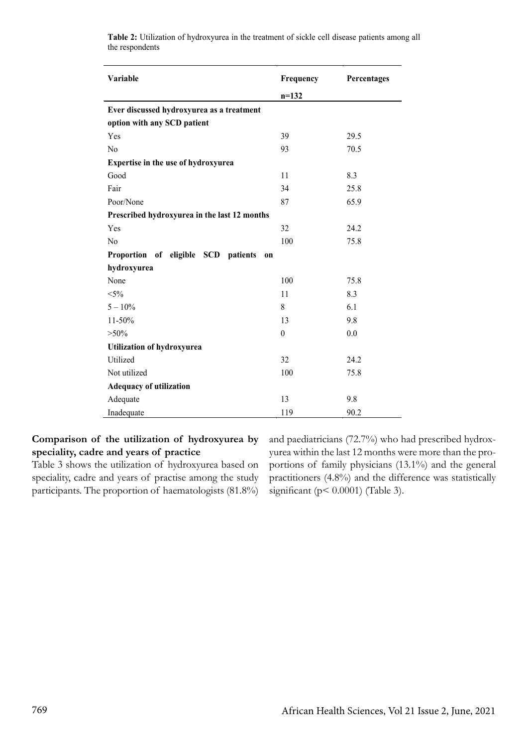**Table 2:** Utilization of hydroxyurea in the treatment of sickle cell disease patients among all the respondents

| Variable | Frequency n=132 | Percentages |
|---|---|---|
| **Ever discussed hydroxyurea as a treatment option with any SCD patient** | | |
| Yes | 39 | 29.5 |
| No | 93 | 70.5 |
| **Expertise in the use of hydroxyurea** | | |
| Good | 11 | 8.3 |
| Fair | 34 | 25.8 |
| Poor/None | 87 | 65.9 |
| **Prescribed hydroxyurea in the last 12 months** | | |
| Yes | 32 | 24.2 |
| No | 100 | 75.8 |
| **Proportion of eligible SCD patients on hydroxyurea** | | |
| None | 100 | 75.8 |
| <5% | 11 | 8.3 |
| 5 – 10% | 8 | 6.1 |
| 11-50% | 13 | 9.8 |
| >50% | 0 | 0.0 |
| **Utilization of hydroxyurea** | | |
| Utilized | 32 | 24.2 |
| Not utilized | 100 | 75.8 |
| **Adequacy of utilization** | | |
| Adequate | 13 | 9.8 |
| Inadequate | 119 | 90.2 |

**Comparison of the utilization of hydroxyurea by speciality, cadre and years of practice**

Table 3 shows the utilization of hydroxyurea based on speciality, cadre and years of practise among the study participants. The proportion of haematologists (81.8%) and paediatricians (72.7%) who had prescribed hydroxyurea within the last 12 months were more than the proportions of family physicians (13.1%) and the general practitioners (4.8%) and the difference was statistically significant ($p < 0.0001$) (Table 3).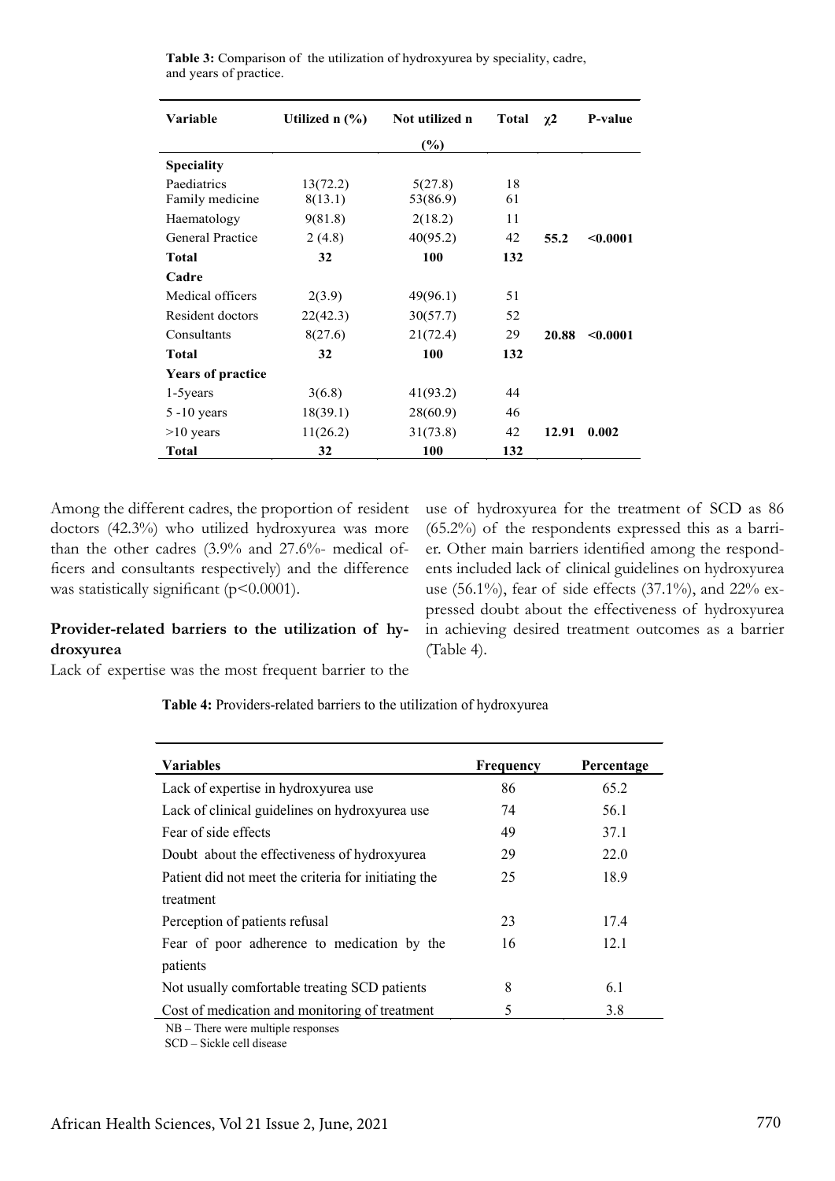**Table 3:** Comparison of the utilization of hydroxyurea by speciality, cadre, and years of practice.

| Variable | Utilized n (%) | Not utilized n (%) | Total | $\chi 2$ | P-value |
|---|---|---|---|---|---|
| **Speciality** | | | | | |
| Paediatrics | 13(72.2) | 5(27.8) | 18 | | |
| Family medicine | 8(13.1) | 53(86.9) | 61 | | |
| Haematology | 9(81.8) | 2(18.2) | 11 | | |
| General Practice | 2 (4.8) | 40(95.2) | 42 | **55.2** | **<0.0001** |
| **Total** | **32** | **100** | **132** | | |
| **Cadre** | | | | | |
| Medical officers | 2(3.9) | 49(96.1) | 51 | | |
| Resident doctors | 22(42.3) | 30(57.7) | 52 | | |
| Consultants | 8(27.6) | 21(72.4) | 29 | **20.88** | **<0.0001** |
| **Total** | **32** | **100** | **132** | | |
| **Years of practice** | | | | | |
| 1-5years | 3(6.8) | 41(93.2) | 44 | | |
| 5 -10 years | 18(39.1) | 28(60.9) | 46 | | |
| >10 years | 11(26.2) | 31(73.8) | 42 | **12.91** | **0.002** |
| **Total** | **32** | **100** | **132** | | |

Among the different cadres, the proportion of resident doctors (42.3%) who utilized hydroxyurea was more than the other cadres (3.9% and 27.6%- medical officers and consultants respectively) and the difference was statistically significant ($p<0.0001$).

**Provider-related barriers to the utilization of hydroxyurea**

Lack of expertise was the most frequent barrier to the use of hydroxyurea for the treatment of SCD as 86 (65.2%) of the respondents expressed this as a barrier. Other main barriers identified among the respondents included lack of clinical guidelines on hydroxyurea use (56.1%), fear of side effects (37.1%), and 22% expressed doubt about the effectiveness of hydroxyurea in achieving desired treatment outcomes as a barrier (Table 4).

**Table 4:** Providers-related barriers to the utilization of hydroxyurea

| Variables | Frequency | Percentage |
|---|---|---|
| Lack of expertise in hydroxyurea use | 86 | 65.2 |
| Lack of clinical guidelines on hydroxyurea use | 74 | 56.1 |
| Fear of side effects | 49 | 37.1 |
| Doubt about the effectiveness of hydroxyurea | 29 | 22.0 |
| Patient did not meet the criteria for initiating the treatment | 25 | 18.9 |
| Perception of patients refusal | 23 | 17.4 |
| Fear of poor adherence to medication by the patients | 16 | 12.1 |
| Not usually comfortable treating SCD patients | 8 | 6.1 |
| Cost of medication and monitoring of treatment | 5 | 3.8 |

NB – There were multiple responses
SCD – Sickle cell disease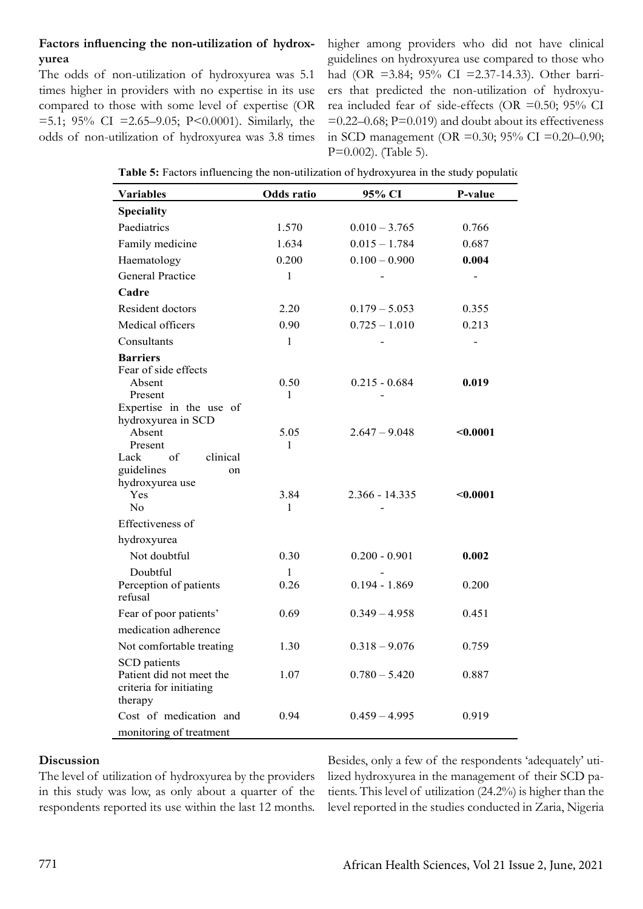**Factors influencing the non-utilization of hydroxyurea**

The odds of non-utilization of hydroxyurea was 5.1 times higher in providers with no expertise in its use compared to those with some level of expertise (OR =5.1; 95% CI =2.65–9.05; P<0.0001). Similarly, the odds of non-utilization of hydroxyurea was 3.8 times higher among providers who did not have clinical guidelines on hydroxyurea use compared to those who had (OR =3.84; 95% CI =2.37-14.33). Other barriers that predicted the non-utilization of hydroxyurea included fear of side-effects (OR =0.50; 95% CI =0.22–0.68; P=0.019) and doubt about its effectiveness in SCD management (OR =0.30; 95% CI =0.20–0.90; P=0.002). (Table 5).

**Table 5:** Factors influencing the non-utilization of hydroxyurea in the study populatic

| Variables | Odds ratio | 95% CI | P-value |
|---|---|---|---|
| **Speciality** | | | |
| Paediatrics | 1.570 | 0.010 – 3.765 | 0.766 |
| Family medicine | 1.634 | 0.015 – 1.784 | 0.687 |
| Haematology | 0.200 | 0.100 – 0.900 | **0.004** |
| General Practice | 1 | - | - |
| **Cadre** | | | |
| Resident doctors | 2.20 | 0.179 – 5.053 | 0.355 |
| Medical officers | 0.90 | 0.725 – 1.010 | 0.213 |
| Consultants | 1 | - | - |
| **Barriers** | | | |
| Fear of side effects | | | |
| Absent | 0.50 | 0.215 - 0.684 | **0.019** |
| Present | 1 | - | |
| Expertise in the use of hydroxyurea in SCD | | | |
| Absent | 5.05 | 2.647 – 9.048 | **<0.0001** |
| Present | 1 | | |
| Lack of clinical guidelines on hydroxyurea use | | | |
| Yes | 3.84 | 2.366 - 14.335 | **<0.0001** |
| No | 1 | - | |
| Effectiveness of hydroxyurea | | | |
| Not doubtful | 0.30 | 0.200 - 0.901 | **0.002** |
| Doubtful | 1 | - | |
| Perception of patients refusal | 0.26 | 0.194 - 1.869 | 0.200 |
| Fear of poor patients' medication adherence | 0.69 | 0.349 – 4.958 | 0.451 |
| Not comfortable treating SCD patients | 1.30 | 0.318 – 9.076 | 0.759 |
| Patient did not meet the criteria for initiating therapy | 1.07 | 0.780 – 5.420 | 0.887 |
| Cost of medication and monitoring of treatment | 0.94 | 0.459 – 4.995 | 0.919 |

**Discussion**

The level of utilization of hydroxyurea by the providers in this study was low, as only about a quarter of the respondents reported its use within the last 12 months. Besides, only a few of the respondents 'adequately' utilized hydroxyurea in the management of their SCD patients. This level of utilization (24.2%) is higher than the level reported in the studies conducted in Zaria, Nigeria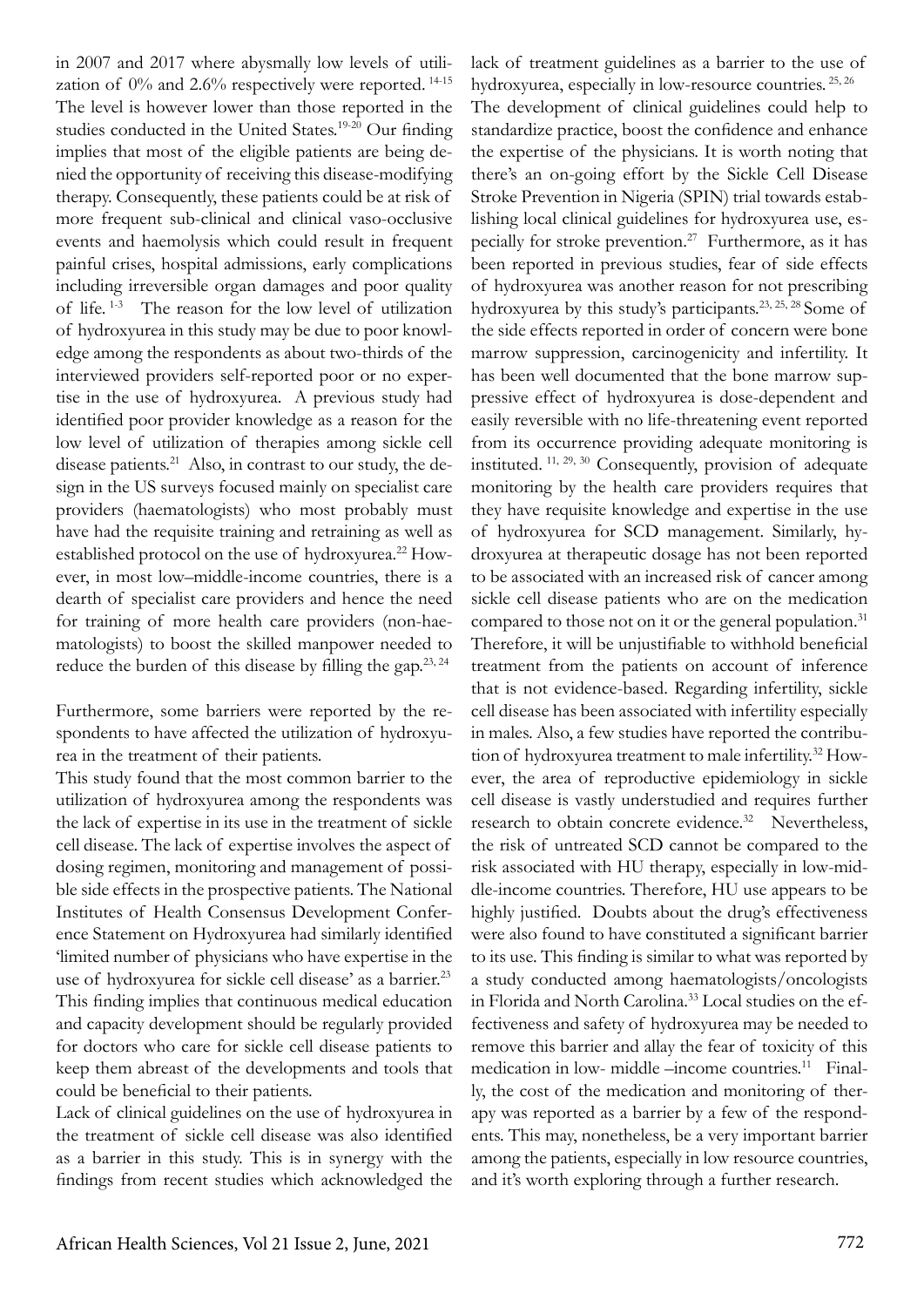in 2007 and 2017 where abysmally low levels of utilization of 0% and 2.6% respectively were reported. [14-15] The level is however lower than those reported in the studies conducted in the United States.[19-20] Our finding implies that most of the eligible patients are being denied the opportunity of receiving this disease-modifying therapy. Consequently, these patients could be at risk of more frequent sub-clinical and clinical vaso-occlusive events and haemolysis which could result in frequent painful crises, hospital admissions, early complications including irreversible organ damages and poor quality of life. [1-3] The reason for the low level of utilization of hydroxyurea in this study may be due to poor knowledge among the respondents as about two-thirds of the interviewed providers self-reported poor or no expertise in the use of hydroxyurea. A previous study had identified poor provider knowledge as a reason for the low level of utilization of therapies among sickle cell disease patients.[21] Also, in contrast to our study, the design in the US surveys focused mainly on specialist care providers (haematologists) who most probably must have had the requisite training and retraining as well as established protocol on the use of hydroxyurea.[22] However, in most low–middle-income countries, there is a dearth of specialist care providers and hence the need for training of more health care providers (non-haematologists) to boost the skilled manpower needed to reduce the burden of this disease by filling the gap.[23, 24]

Furthermore, some barriers were reported by the respondents to have affected the utilization of hydroxyurea in the treatment of their patients.

This study found that the most common barrier to the utilization of hydroxyurea among the respondents was the lack of expertise in its use in the treatment of sickle cell disease. The lack of expertise involves the aspect of dosing regimen, monitoring and management of possible side effects in the prospective patients. The National Institutes of Health Consensus Development Conference Statement on Hydroxyurea had similarly identified 'limited number of physicians who have expertise in the use of hydroxyurea for sickle cell disease' as a barrier.[23] This finding implies that continuous medical education and capacity development should be regularly provided for doctors who care for sickle cell disease patients to keep them abreast of the developments and tools that could be beneficial to their patients.

Lack of clinical guidelines on the use of hydroxyurea in the treatment of sickle cell disease was also identified as a barrier in this study. This is in synergy with the findings from recent studies which acknowledged the lack of treatment guidelines as a barrier to the use of hydroxyurea, especially in low-resource countries. [25, 26] The development of clinical guidelines could help to standardize practice, boost the confidence and enhance the expertise of the physicians. It is worth noting that there's an on-going effort by the Sickle Cell Disease Stroke Prevention in Nigeria (SPIN) trial towards establishing local clinical guidelines for hydroxyurea use, especially for stroke prevention.[27] Furthermore, as it has been reported in previous studies, fear of side effects of hydroxyurea was another reason for not prescribing hydroxyurea by this study's participants.[23, 25, 28] Some of the side effects reported in order of concern were bone marrow suppression, carcinogenicity and infertility. It has been well documented that the bone marrow suppressive effect of hydroxyurea is dose-dependent and easily reversible with no life-threatening event reported from its occurrence providing adequate monitoring is instituted. [11, 29, 30] Consequently, provision of adequate monitoring by the health care providers requires that they have requisite knowledge and expertise in the use of hydroxyurea for SCD management. Similarly, hydroxyurea at therapeutic dosage has not been reported to be associated with an increased risk of cancer among sickle cell disease patients who are on the medication compared to those not on it or the general population.[31] Therefore, it will be unjustifiable to withhold beneficial treatment from the patients on account of inference that is not evidence-based. Regarding infertility, sickle cell disease has been associated with infertility especially in males. Also, a few studies have reported the contribution of hydroxyurea treatment to male infertility.[32] However, the area of reproductive epidemiology in sickle cell disease is vastly understudied and requires further research to obtain concrete evidence.[32] Nevertheless, the risk of untreated SCD cannot be compared to the risk associated with HU therapy, especially in low-middle-income countries. Therefore, HU use appears to be highly justified. Doubts about the drug's effectiveness were also found to have constituted a significant barrier to its use. This finding is similar to what was reported by a study conducted among haematologists/oncologists in Florida and North Carolina.[33] Local studies on the effectiveness and safety of hydroxyurea may be needed to remove this barrier and allay the fear of toxicity of this medication in low- middle –income countries.[11] Finally, the cost of the medication and monitoring of therapy was reported as a barrier by a few of the respondents. This may, nonetheless, be a very important barrier among the patients, especially in low resource countries, and it's worth exploring through a further research.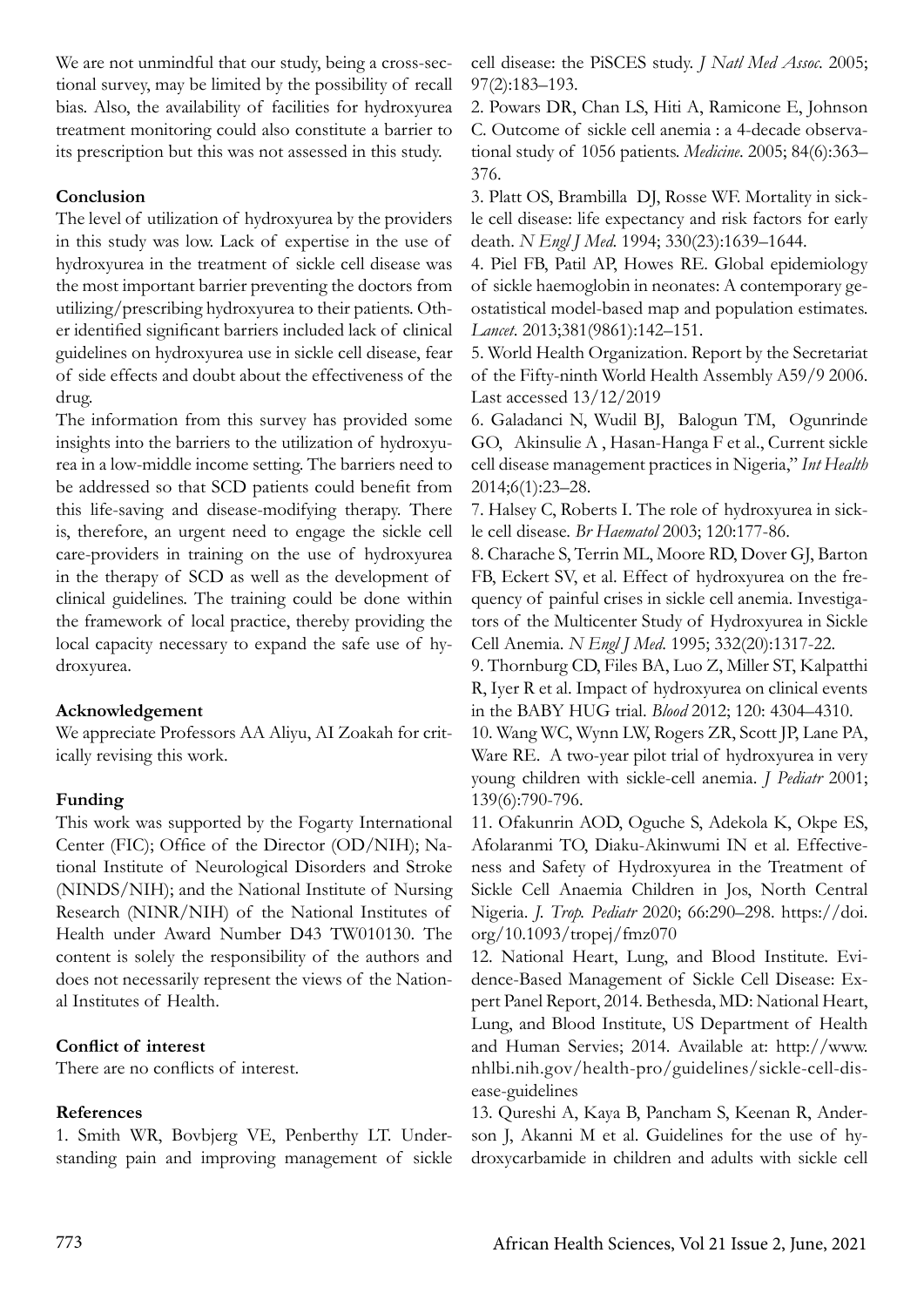We are not unmindful that our study, being a cross-sectional survey, may be limited by the possibility of recall bias. Also, the availability of facilities for hydroxyurea treatment monitoring could also constitute a barrier to its prescription but this was not assessed in this study.

## Conclusion

The level of utilization of hydroxyurea by the providers in this study was low. Lack of expertise in the use of hydroxyurea in the treatment of sickle cell disease was the most important barrier preventing the doctors from utilizing/prescribing hydroxyurea to their patients. Other identified significant barriers included lack of clinical guidelines on hydroxyurea use in sickle cell disease, fear of side effects and doubt about the effectiveness of the drug.

The information from this survey has provided some insights into the barriers to the utilization of hydroxyurea in a low-middle income setting. The barriers need to be addressed so that SCD patients could benefit from this life-saving and disease-modifying therapy. There is, therefore, an urgent need to engage the sickle cell care-providers in training on the use of hydroxyurea in the therapy of SCD as well as the development of clinical guidelines. The training could be done within the framework of local practice, thereby providing the local capacity necessary to expand the safe use of hydroxyurea.

## Acknowledgement

We appreciate Professors AA Aliyu, AI Zoakah for critically revising this work.

## Funding

This work was supported by the Fogarty International Center (FIC); Office of the Director (OD/NIH); National Institute of Neurological Disorders and Stroke (NINDS/NIH); and the National Institute of Nursing Research (NINR/NIH) of the National Institutes of Health under Award Number D43 TW010130. The content is solely the responsibility of the authors and does not necessarily represent the views of the National Institutes of Health.

## Conflict of interest

There are no conflicts of interest.

## References

1. Smith WR, Bovbjerg VE, Penberthy LT. Understanding pain and improving management of sickle cell disease: the PiSCES study. *J Natl Med Assoc*. 2005; 97(2):183–193.
2. Powars DR, Chan LS, Hiti A, Ramicone E, Johnson C. Outcome of sickle cell anemia : a 4-decade observational study of 1056 patients. *Medicine*. 2005; 84(6):363–376.
3. Platt OS, Brambilla DJ, Rosse WF. Mortality in sickle cell disease: life expectancy and risk factors for early death. *N Engl J Med*. 1994; 330(23):1639–1644.
4. Piel FB, Patil AP, Howes RE. Global epidemiology of sickle haemoglobin in neonates: A contemporary geostatistical model-based map and population estimates. *Lancet*. 2013;381(9861):142–151.
5. World Health Organization. Report by the Secretariat of the Fifty-ninth World Health Assembly A59/9 2006. Last accessed 13/12/2019
6. Galadanci N, Wudil BJ, Balogun TM, Ogunrinde GO, Akinsulie A , Hasan-Hanga F et al., Current sickle cell disease management practices in Nigeria," *Int Health* 2014;6(1):23–28.
7. Halsey C, Roberts I. The role of hydroxyurea in sickle cell disease. *Br Haematol* 2003; 120:177-86.
8. Charache S, Terrin ML, Moore RD, Dover GJ, Barton FB, Eckert SV, et al. Effect of hydroxyurea on the frequency of painful crises in sickle cell anemia. Investigators of the Multicenter Study of Hydroxyurea in Sickle Cell Anemia. *N Engl J Med*. 1995; 332(20):1317-22.
9. Thornburg CD, Files BA, Luo Z, Miller ST, Kalpatthi R, Iyer R et al. Impact of hydroxyurea on clinical events in the BABY HUG trial. *Blood* 2012; 120: 4304–4310.
10. Wang WC, Wynn LW, Rogers ZR, Scott JP, Lane PA, Ware RE. A two-year pilot trial of hydroxyurea in very young children with sickle-cell anemia. *J Pediatr* 2001; 139(6):790-796.
11. Ofakunrin AOD, Oguche S, Adekola K, Okpe ES, Afolaranmi TO, Diaku-Akinwumi IN et al. Effectiveness and Safety of Hydroxyurea in the Treatment of Sickle Cell Anaemia Children in Jos, North Central Nigeria. *J. Trop. Pediatr* 2020; 66:290–298. https://doi.org/10.1093/tropej/fmz070
12. National Heart, Lung, and Blood Institute. Evidence-Based Management of Sickle Cell Disease: Expert Panel Report, 2014. Bethesda, MD: National Heart, Lung, and Blood Institute, US Department of Health and Human Servies; 2014. Available at: http://www.nhlbi.nih.gov/health-pro/guidelines/sickle-cell-disease-guidelines
13. Qureshi A, Kaya B, Pancham S, Keenan R, Anderson J, Akanni M et al. Guidelines for the use of hydroxycarbamide in children and adults with sickle cell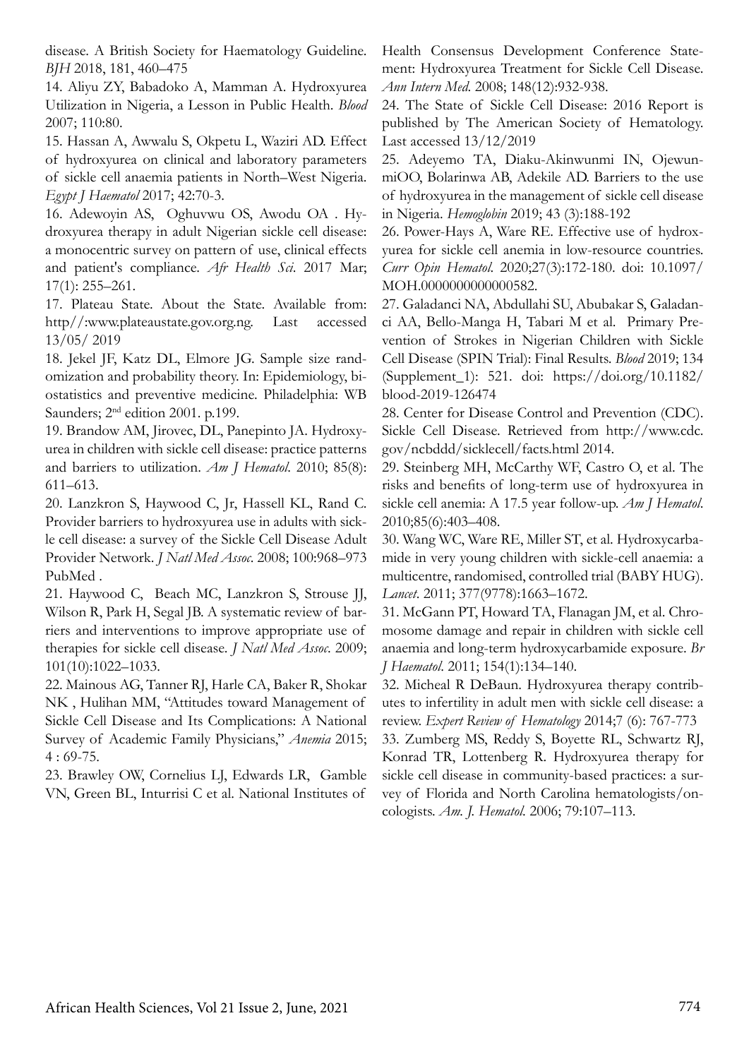disease. A British Society for Haematology Guideline. *BJH* 2018, 181, 460–475

14. Aliyu ZY, Babadoko A, Mamman A. Hydroxyurea Utilization in Nigeria, a Lesson in Public Health. *Blood* 2007; 110:80.

15. Hassan A, Awwalu S, Okpetu L, Waziri AD. Effect of hydroxyurea on clinical and laboratory parameters of sickle cell anaemia patients in North–West Nigeria. *Egypt J Haematol* 2017; 42:70-3.

16. Adewoyin AS, Oghuvwu OS, Awodu OA . Hydroxyurea therapy in adult Nigerian sickle cell disease: a monocentric survey on pattern of use, clinical effects and patient's compliance. *Afr Health Sci*. 2017 Mar; 17(1): 255–261.

17. Plateau State. About the State. Available from: http//:www.plateaustate.gov.org.ng. Last accessed 13/05/ 2019

18. Jekel JF, Katz DL, Elmore JG. Sample size randomization and probability theory. In: Epidemiology, biostatistics and preventive medicine. Philadelphia: WB Saunders; 2nd edition 2001. p.199.

19. Brandow AM, Jirovec, DL, Panepinto JA. Hydroxyurea in children with sickle cell disease: practice patterns and barriers to utilization. *Am J Hematol*. 2010; 85(8): 611–613.

20. Lanzkron S, Haywood C, Jr, Hassell KL, Rand C. Provider barriers to hydroxyurea use in adults with sickle cell disease: a survey of the Sickle Cell Disease Adult Provider Network. *J Natl Med Assoc*. 2008; 100:968–973 PubMed .

21. Haywood C, Beach MC, Lanzkron S, Strouse JJ, Wilson R, Park H, Segal JB. A systematic review of barriers and interventions to improve appropriate use of therapies for sickle cell disease. *J Natl Med Assoc*. 2009; 101(10):1022–1033.

22. Mainous AG, Tanner RJ, Harle CA, Baker R, Shokar NK , Hulihan MM, "Attitudes toward Management of Sickle Cell Disease and Its Complications: A National Survey of Academic Family Physicians," *Anemia* 2015; 4 : 69-75.

23. Brawley OW, Cornelius LJ, Edwards LR, Gamble VN, Green BL, Inturrisi C et al. National Institutes of Health Consensus Development Conference Statement: Hydroxyurea Treatment for Sickle Cell Disease. *Ann Intern Med*. 2008; 148(12):932-938.

24. The State of Sickle Cell Disease: 2016 Report is published by The American Society of Hematology. Last accessed 13/12/2019

25. Adeyemo TA, Diaku-Akinwunmi IN, OjewunmiOO, Bolarinwa AB, Adekile AD. Barriers to the use of hydroxyurea in the management of sickle cell disease in Nigeria. *Hemoglobin* 2019; 43 (3):188-192

26. Power-Hays A, Ware RE. Effective use of hydroxyurea for sickle cell anemia in low-resource countries. *Curr Opin Hematol*. 2020;27(3):172-180. doi: 10.1097/MOH.0000000000000582.

27. Galadanci NA, Abdullahi SU, Abubakar S, Galadanci AA, Bello-Manga H, Tabari M et al. Primary Prevention of Strokes in Nigerian Children with Sickle Cell Disease (SPIN Trial): Final Results. *Blood* 2019; 134 (Supplement_1): 521. doi: https://doi.org/10.1182/blood-2019-126474

28. Center for Disease Control and Prevention (CDC). Sickle Cell Disease. Retrieved from http://www.cdc.gov/ncbddd/sicklecell/facts.html 2014.

29. Steinberg MH, McCarthy WF, Castro O, et al. The risks and benefits of long-term use of hydroxyurea in sickle cell anemia: A 17.5 year follow-up. *Am J Hematol*. 2010;85(6):403–408.

30. Wang WC, Ware RE, Miller ST, et al. Hydroxycarbamide in very young children with sickle-cell anaemia: a multicentre, randomised, controlled trial (BABY HUG). *Lancet*. 2011; 377(9778):1663–1672.

31. McGann PT, Howard TA, Flanagan JM, et al. Chromosome damage and repair in children with sickle cell anaemia and long-term hydroxycarbamide exposure. *Br J Haematol*. 2011; 154(1):134–140.

32. Micheal R DeBaun. Hydroxyurea therapy contributes to infertility in adult men with sickle cell disease: a review. *Expert Review of Hematology* 2014;7 (6): 767-773

33. Zumberg MS, Reddy S, Boyette RL, Schwartz RJ, Konrad TR, Lottenberg R. Hydroxyurea therapy for sickle cell disease in community-based practices: a survey of Florida and North Carolina hematologists/oncologists. *Am. J. Hematol*. 2006; 79:107–113.